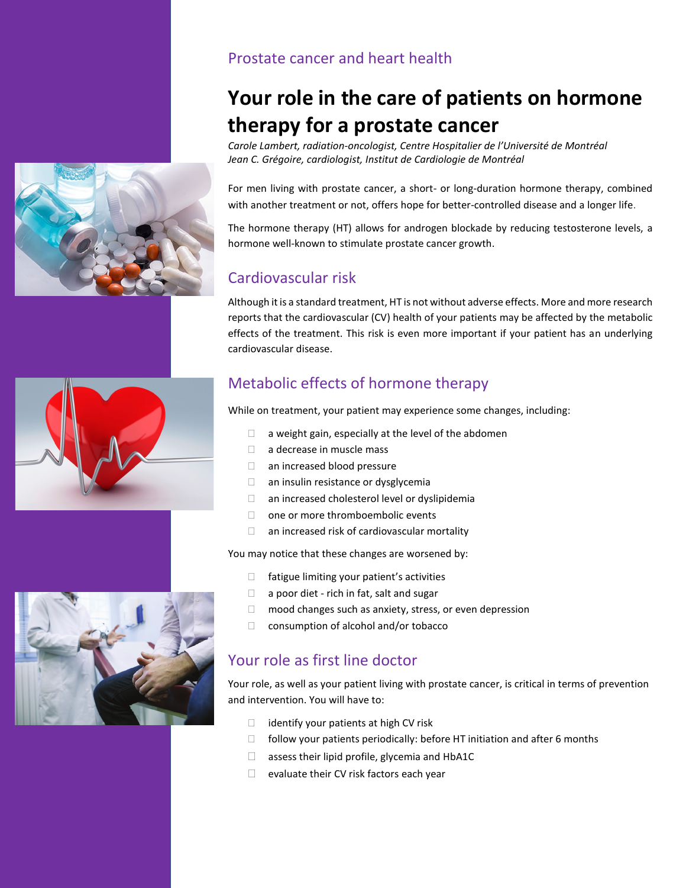Prostate cancer and heart health

# Your role in the care of patients on hormone therapy for a prostate cancer

*Carole Lambert, radiation-oncologist, Centre Hospitalier de l'Université de Montréal*
*Jean C. Grégoire, cardiologist, Institut de Cardiologie de Montréal*

For men living with prostate cancer, a short- or long-duration hormone therapy, combined with another treatment or not, offers hope for better-controlled disease and a longer life.

The hormone therapy (HT) allows for androgen blockade by reducing testosterone levels, a hormone well-known to stimulate prostate cancer growth.

## Cardiovascular risk

Although it is a standard treatment, HT is not without adverse effects. More and more research reports that the cardiovascular (CV) health of your patients may be affected by the metabolic effects of the treatment. This risk is even more important if your patient has an underlying cardiovascular disease.

## Metabolic effects of hormone therapy

While on treatment, your patient may experience some changes, including:

- a weight gain, especially at the level of the abdomen
- a decrease in muscle mass
- an increased blood pressure
- an insulin resistance or dysglycemia
- an increased cholesterol level or dyslipidemia
- one or more thromboembolic events
- an increased risk of cardiovascular mortality

You may notice that these changes are worsened by:

- fatigue limiting your patient's activities
- a poor diet - rich in fat, salt and sugar
- mood changes such as anxiety, stress, or even depression
- consumption of alcohol and/or tobacco

## Your role as first line doctor

Your role, as well as your patient living with prostate cancer, is critical in terms of prevention and intervention. You will have to:

- identify your patients at high CV risk
- follow your patients periodically: before HT initiation and after 6 months
- assess their lipid profile, glycemia and HbA1C
- evaluate their CV risk factors each year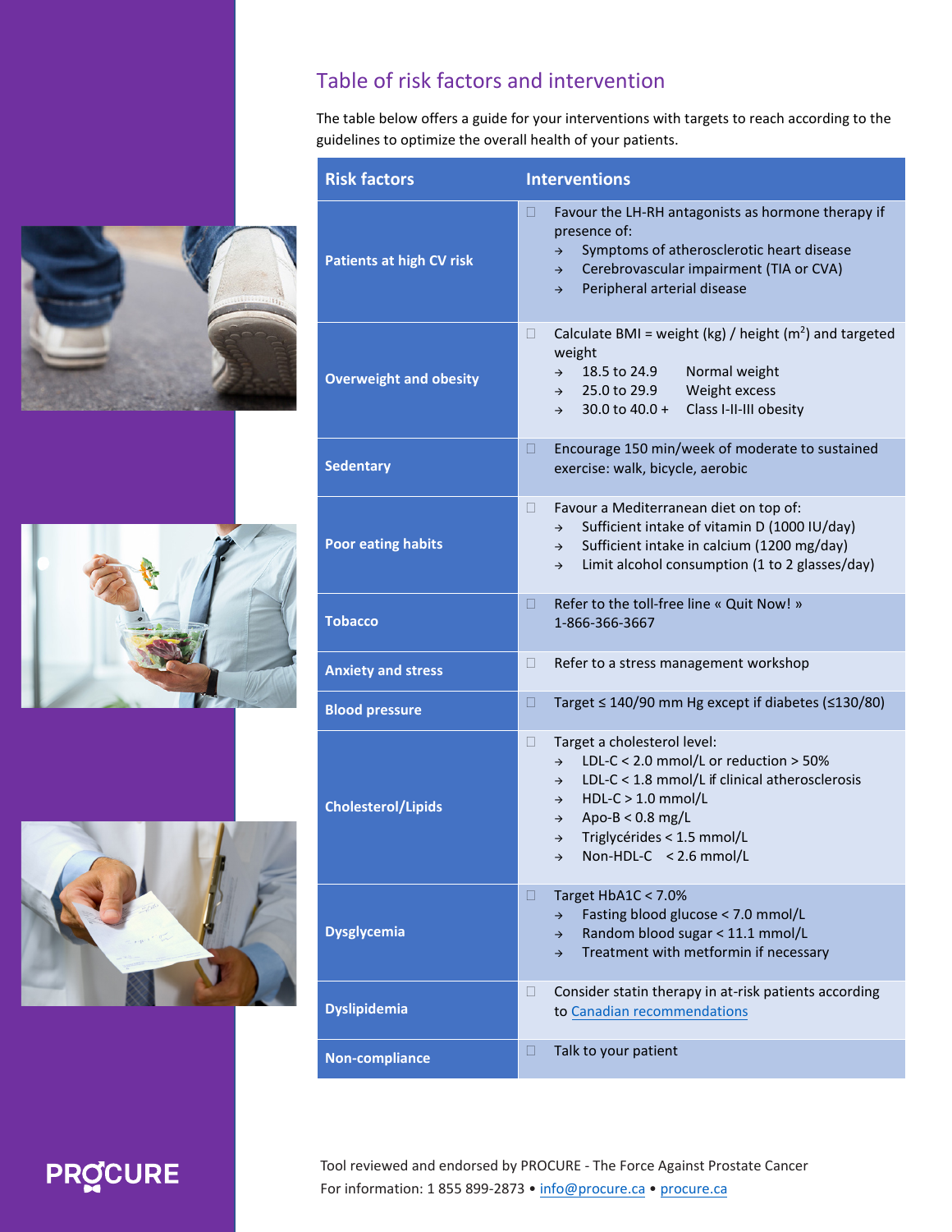## Table of risk factors and intervention

The table below offers a guide for your interventions with targets to reach according to the guidelines to optimize the overall health of your patients.

| Risk factors | Interventions |
| --- | --- |
| **Patients at high CV risk** | ☐ Favour the LH-RH antagonists as hormone therapy if presence of:<br>→ Symptoms of atherosclerotic heart disease<br>→ Cerebrovascular impairment (TIA or CVA)<br>→ Peripheral arterial disease |
| **Overweight and obesity** | ☐ Calculate BMI = weight (kg) / height ($m^2$) and targeted weight<br>→ 18.5 to 24.9 Normal weight<br>→ 25.0 to 29.9 Weight excess<br>→ 30.0 to 40.0 + Class I-II-III obesity |
| **Sedentary** | ☐ Encourage 150 min/week of moderate to sustained exercise: walk, bicycle, aerobic |
| **Poor eating habits** | ☐ Favour a Mediterranean diet on top of:<br>→ Sufficient intake of vitamin D (1000 IU/day)<br>→ Sufficient intake in calcium (1200 mg/day)<br>→ Limit alcohol consumption (1 to 2 glasses/day) |
| **Tobacco** | ☐ Refer to the toll-free line « Quit Now! » 1-866-366-3667 |
| **Anxiety and stress** | ☐ Refer to a stress management workshop |
| **Blood pressure** | ☐ Target ≤ 140/90 mm Hg except if diabetes (≤130/80) |
| **Cholesterol/Lipids** | ☐ Target a cholesterol level:<br>→ LDL-C < 2.0 mmol/L or reduction > 50%<br>→ LDL-C < 1.8 mmol/L if clinical atherosclerosis<br>→ HDL-C > 1.0 mmol/L<br>→ Apo-B < 0.8 mg/L<br>→ Triglycérides < 1.5 mmol/L<br>→ Non-HDL-C < 2.6 mmol/L |
| **Dysglycemia** | ☐ Target HbA1C < 7.0%<br>→ Fasting blood glucose < 7.0 mmol/L<br>→ Random blood sugar < 11.1 mmol/L<br>→ Treatment with metformin if necessary |
| **Dyslipidemia** | ☐ Consider statin therapy in at-risk patients according to Canadian recommendations |
| **Non-compliance** | ☐ Talk to your patient |

PROCURE

Tool reviewed and endorsed by PROCURE - The Force Against Prostate Cancer
For information: 1 855 899-2873 • info@procure.ca • procure.ca